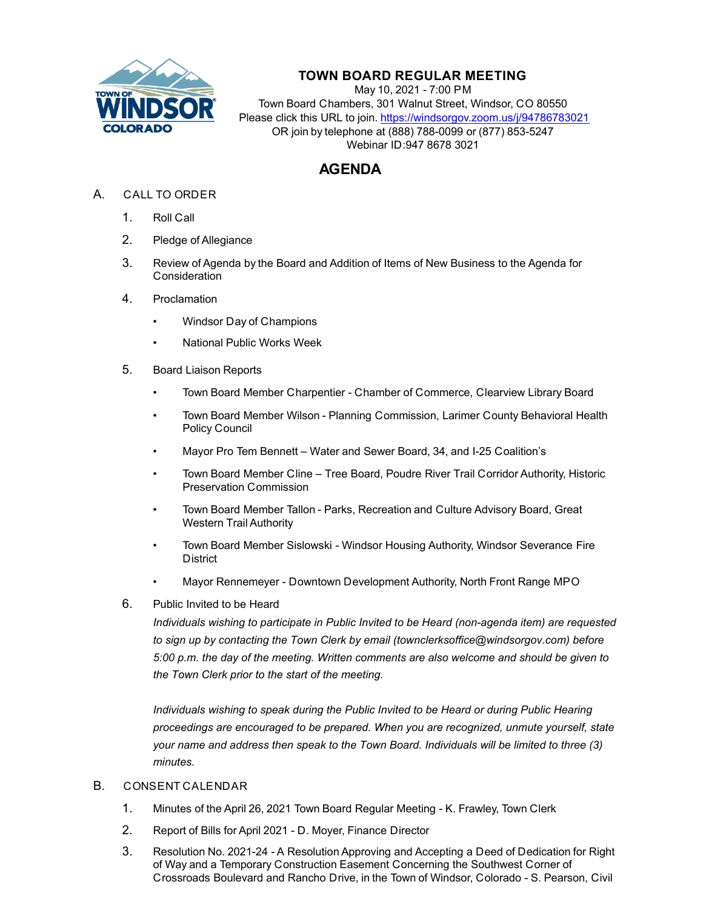# TOWN BOARD REGULAR MEETING

May 10, 2021 - 7:00 PM
Town Board Chambers, 301 Walnut Street, Windsor, CO 80550
Please click this URL to join. https://windsorgov.zoom.us/j/94786783021
OR join by telephone at (888) 788-0099 or (877) 853-5247
Webinar ID:947 8678 3021

## AGENDA

A. CALL TO ORDER

1. Roll Call
2. Pledge of Allegiance
3. Review of Agenda by the Board and Addition of Items of New Business to the Agenda for Consideration
4. Proclamation
   - Windsor Day of Champions
   - National Public Works Week
5. Board Liaison Reports
   - Town Board Member Charpentier - Chamber of Commerce, Clearview Library Board
   - Town Board Member Wilson - Planning Commission, Larimer County Behavioral Health Policy Council
   - Mayor Pro Tem Bennett – Water and Sewer Board, 34, and I-25 Coalition's
   - Town Board Member Cline – Tree Board, Poudre River Trail Corridor Authority, Historic Preservation Commission
   - Town Board Member Tallon - Parks, Recreation and Culture Advisory Board, Great Western Trail Authority
   - Town Board Member Sislowski - Windsor Housing Authority, Windsor Severance Fire District
   - Mayor Rennemeyer - Downtown Development Authority, North Front Range MPO
6. Public Invited to be Heard

   *Individuals wishing to participate in Public Invited to be Heard (non-agenda item) are requested to sign up by contacting the Town Clerk by email (townclerksoffice@windsorgov.com) before 5:00 p.m. the day of the meeting. Written comments are also welcome and should be given to the Town Clerk prior to the start of the meeting.*

   *Individuals wishing to speak during the Public Invited to be Heard or during Public Hearing proceedings are encouraged to be prepared. When you are recognized, unmute yourself, state your name and address then speak to the Town Board. Individuals will be limited to three (3) minutes.*

B. CONSENT CALENDAR

1. Minutes of the April 26, 2021 Town Board Regular Meeting - K. Frawley, Town Clerk
2. Report of Bills for April 2021 - D. Moyer, Finance Director
3. Resolution No. 2021-24 - A Resolution Approving and Accepting a Deed of Dedication for Right of Way and a Temporary Construction Easement Concerning the Southwest Corner of Crossroads Boulevard and Rancho Drive, in the Town of Windsor, Colorado - S. Pearson, Civil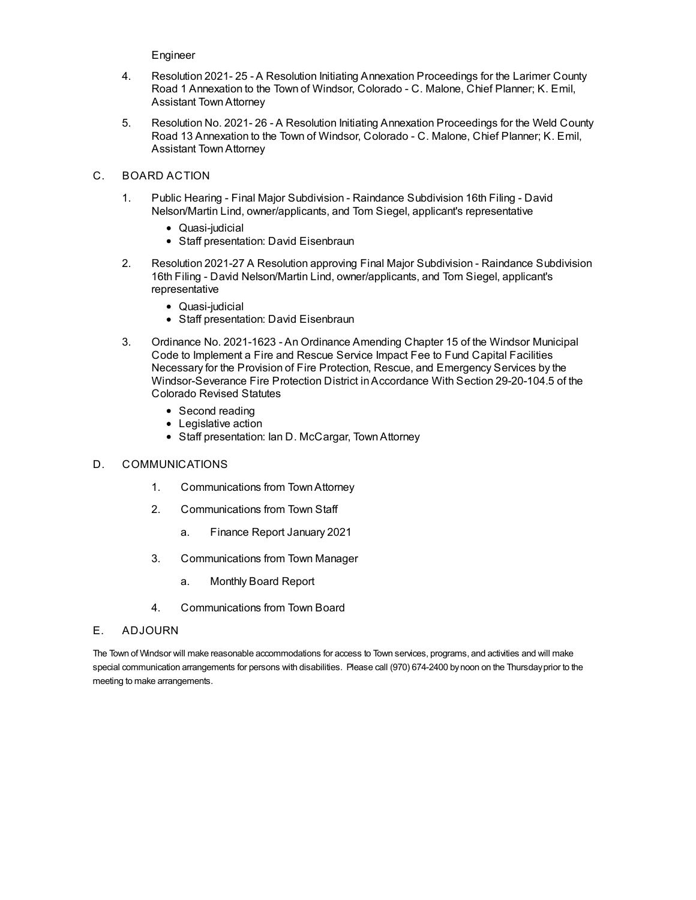Engineer

4. Resolution 2021- 25 - A Resolution Initiating Annexation Proceedings for the Larimer County Road 1 Annexation to the Town of Windsor, Colorado - C. Malone, Chief Planner; K. Emil, Assistant Town Attorney

5. Resolution No. 2021- 26 - A Resolution Initiating Annexation Proceedings for the Weld County Road 13 Annexation to the Town of Windsor, Colorado - C. Malone, Chief Planner; K. Emil, Assistant Town Attorney

C. BOARD ACTION

1. Public Hearing - Final Major Subdivision - Raindance Subdivision 16th Filing - David Nelson/Martin Lind, owner/applicants, and Tom Siegel, applicant's representative
   - Quasi-judicial
   - Staff presentation: David Eisenbraun

2. Resolution 2021-27 A Resolution approving Final Major Subdivision - Raindance Subdivision 16th Filing - David Nelson/Martin Lind, owner/applicants, and Tom Siegel, applicant's representative
   - Quasi-judicial
   - Staff presentation: David Eisenbraun

3. Ordinance No. 2021-1623 - An Ordinance Amending Chapter 15 of the Windsor Municipal Code to Implement a Fire and Rescue Service Impact Fee to Fund Capital Facilities Necessary for the Provision of Fire Protection, Rescue, and Emergency Services by the Windsor-Severance Fire Protection District in Accordance With Section 29-20-104.5 of the Colorado Revised Statutes
   - Second reading
   - Legislative action
   - Staff presentation: Ian D. McCargar, Town Attorney

D. COMMUNICATIONS

1. Communications from Town Attorney

2. Communications from Town Staff
   a. Finance Report January 2021

3. Communications from Town Manager
   a. Monthly Board Report

4. Communications from Town Board

E. ADJOURN

The Town of Windsor will make reasonable accommodations for access to Town services, programs, and activities and will make special communication arrangements for persons with disabilities. Please call (970) 674-2400 by noon on the Thursday prior to the meeting to make arrangements.